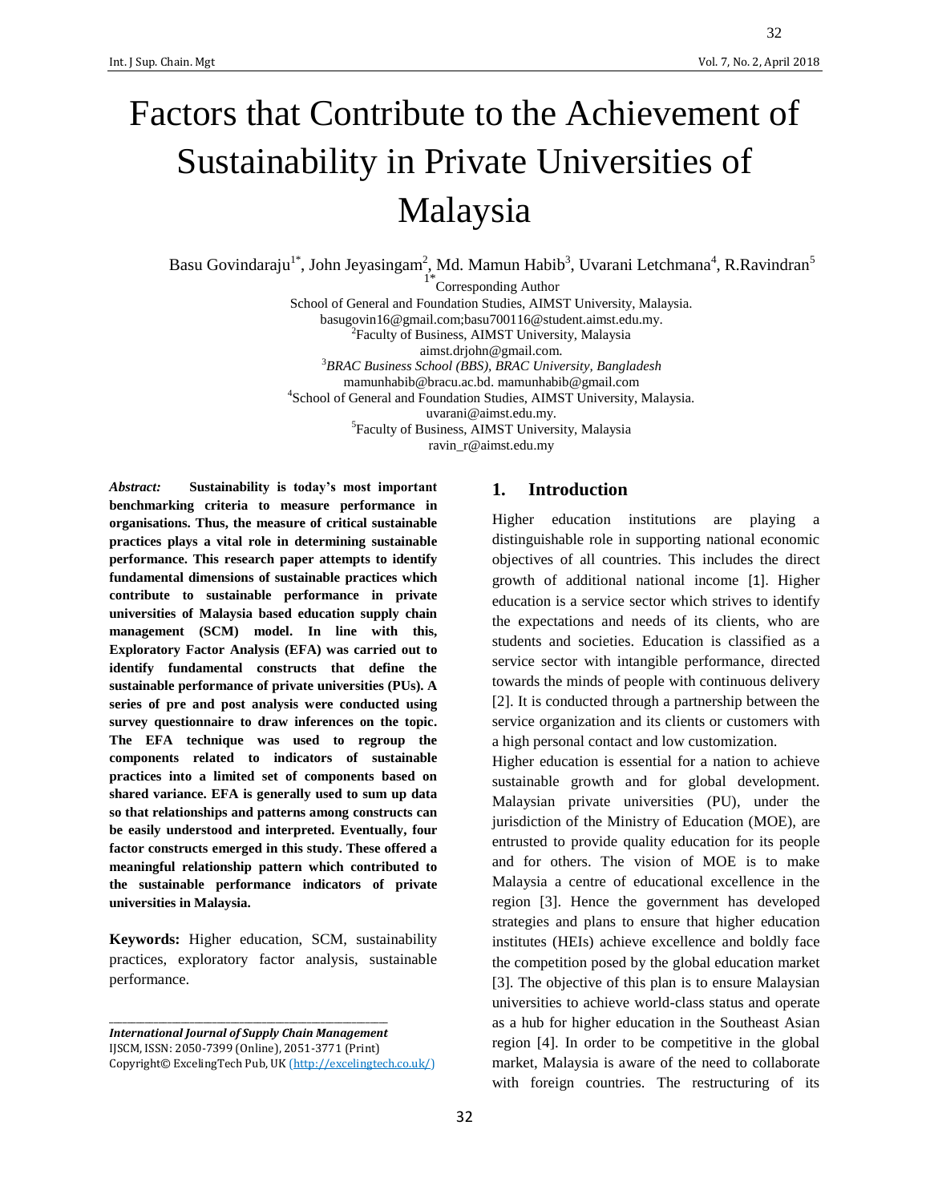# Factors that Contribute to the Achievement of Sustainability in Private Universities of Malaysia

Basu Govindaraju[1*], John Jeyasingam[2], Md. Mamun Habib[3], Uvarani Letchmana[4], R.Ravindran[5]

[1*]Corresponding Author
School of General and Foundation Studies, AIMST University, Malaysia.
basugovin16@gmail.com;basu700116@student.aimst.edu.my.
[2]Faculty of Business, AIMST University, Malaysia
aimst.drjohn@gmail.com.
[3]*BRAC Business School (BBS), BRAC University, Bangladesh*
mamunhabib@bracu.ac.bd. mamunhabib@gmail.com
[4]School of General and Foundation Studies, AIMST University, Malaysia.
uvarani@aimst.edu.my.
[5]Faculty of Business, AIMST University, Malaysia
ravin_r@aimst.edu.my

***Abstract:*** **Sustainability is today's most important benchmarking criteria to measure performance in organisations. Thus, the measure of critical sustainable practices plays a vital role in determining sustainable performance. This research paper attempts to identify fundamental dimensions of sustainable practices which contribute to sustainable performance in private universities of Malaysia based education supply chain management (SCM) model. In line with this, Exploratory Factor Analysis (EFA) was carried out to identify fundamental constructs that define the sustainable performance of private universities (PUs). A series of pre and post analysis were conducted using survey questionnaire to draw inferences on the topic. The EFA technique was used to regroup the components related to indicators of sustainable practices into a limited set of components based on shared variance. EFA is generally used to sum up data so that relationships and patterns among constructs can be easily understood and interpreted. Eventually, four factor constructs emerged in this study. These offered a meaningful relationship pattern which contributed to the sustainable performance indicators of private universities in Malaysia.**

**Keywords:** Higher education, SCM, sustainability practices, exploratory factor analysis, sustainable performance.

***International Journal of Supply Chain Management***
IJSCM, ISSN: 2050-7399 (Online), 2051-3771 (Print)
Copyright© ExcelingTech Pub, UK (http://excelingtech.co.uk/)

## 1. Introduction

Higher education institutions are playing a distinguishable role in supporting national economic objectives of all countries. This includes the direct growth of additional national income [1]. Higher education is a service sector which strives to identify the expectations and needs of its clients, who are students and societies. Education is classified as a service sector with intangible performance, directed towards the minds of people with continuous delivery [2]. It is conducted through a partnership between the service organization and its clients or customers with a high personal contact and low customization.

Higher education is essential for a nation to achieve sustainable growth and for global development. Malaysian private universities (PU), under the jurisdiction of the Ministry of Education (MOE), are entrusted to provide quality education for its people and for others. The vision of MOE is to make Malaysia a centre of educational excellence in the region [3]. Hence the government has developed strategies and plans to ensure that higher education institutes (HEIs) achieve excellence and boldly face the competition posed by the global education market [3]. The objective of this plan is to ensure Malaysian universities to achieve world-class status and operate as a hub for higher education in the Southeast Asian region [4]. In order to be competitive in the global market, Malaysia is aware of the need to collaborate with foreign countries. The restructuring of its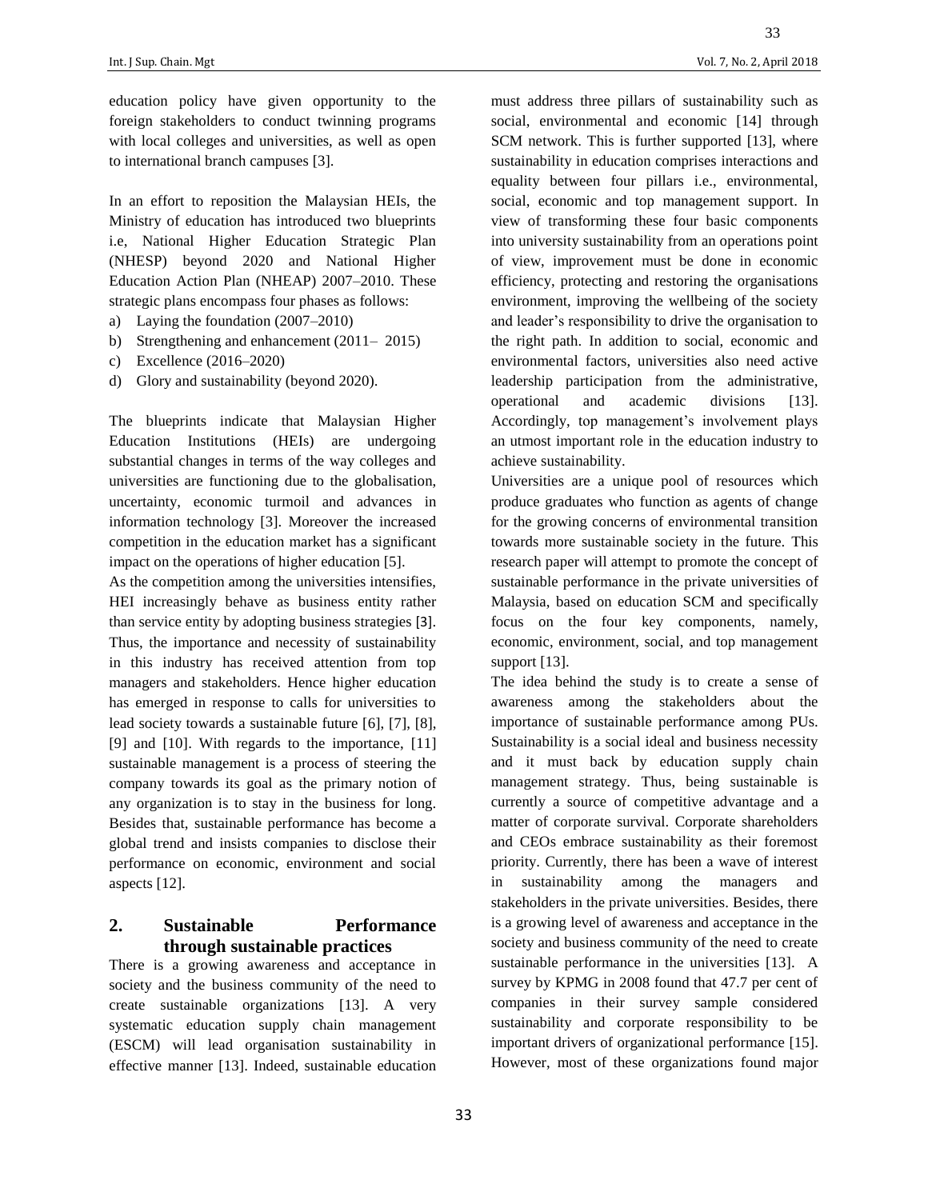education policy have given opportunity to the foreign stakeholders to conduct twinning programs with local colleges and universities, as well as open to international branch campuses [3].

In an effort to reposition the Malaysian HEIs, the Ministry of education has introduced two blueprints i.e, National Higher Education Strategic Plan (NHESP) beyond 2020 and National Higher Education Action Plan (NHEAP) 2007–2010. These strategic plans encompass four phases as follows:

a) Laying the foundation (2007–2010)
b) Strengthening and enhancement (2011– 2015)
c) Excellence (2016–2020)
d) Glory and sustainability (beyond 2020).

The blueprints indicate that Malaysian Higher Education Institutions (HEIs) are undergoing substantial changes in terms of the way colleges and universities are functioning due to the globalisation, uncertainty, economic turmoil and advances in information technology [3]. Moreover the increased competition in the education market has a significant impact on the operations of higher education [5].

As the competition among the universities intensifies, HEI increasingly behave as business entity rather than service entity by adopting business strategies [3]. Thus, the importance and necessity of sustainability in this industry has received attention from top managers and stakeholders. Hence higher education has emerged in response to calls for universities to lead society towards a sustainable future [6], [7], [8], [9] and [10]. With regards to the importance, [11] sustainable management is a process of steering the company towards its goal as the primary notion of any organization is to stay in the business for long. Besides that, sustainable performance has become a global trend and insists companies to disclose their performance on economic, environment and social aspects [12].

## 2. Sustainable Performance through sustainable practices

There is a growing awareness and acceptance in society and the business community of the need to create sustainable organizations [13]. A very systematic education supply chain management (ESCM) will lead organisation sustainability in effective manner [13]. Indeed, sustainable education must address three pillars of sustainability such as social, environmental and economic [14] through SCM network. This is further supported [13], where sustainability in education comprises interactions and equality between four pillars i.e., environmental, social, economic and top management support. In view of transforming these four basic components into university sustainability from an operations point of view, improvement must be done in economic efficiency, protecting and restoring the organisations environment, improving the wellbeing of the society and leader's responsibility to drive the organisation to the right path. In addition to social, economic and environmental factors, universities also need active leadership participation from the administrative, operational and academic divisions [13]. Accordingly, top management's involvement plays an utmost important role in the education industry to achieve sustainability.

Universities are a unique pool of resources which produce graduates who function as agents of change for the growing concerns of environmental transition towards more sustainable society in the future. This research paper will attempt to promote the concept of sustainable performance in the private universities of Malaysia, based on education SCM and specifically focus on the four key components, namely, economic, environment, social, and top management support [13].

The idea behind the study is to create a sense of awareness among the stakeholders about the importance of sustainable performance among PUs. Sustainability is a social ideal and business necessity and it must back by education supply chain management strategy. Thus, being sustainable is currently a source of competitive advantage and a matter of corporate survival. Corporate shareholders and CEOs embrace sustainability as their foremost priority. Currently, there has been a wave of interest in sustainability among the managers and stakeholders in the private universities. Besides, there is a growing level of awareness and acceptance in the society and business community of the need to create sustainable performance in the universities [13]. A survey by KPMG in 2008 found that 47.7 per cent of companies in their survey sample considered sustainability and corporate responsibility to be important drivers of organizational performance [15]. However, most of these organizations found major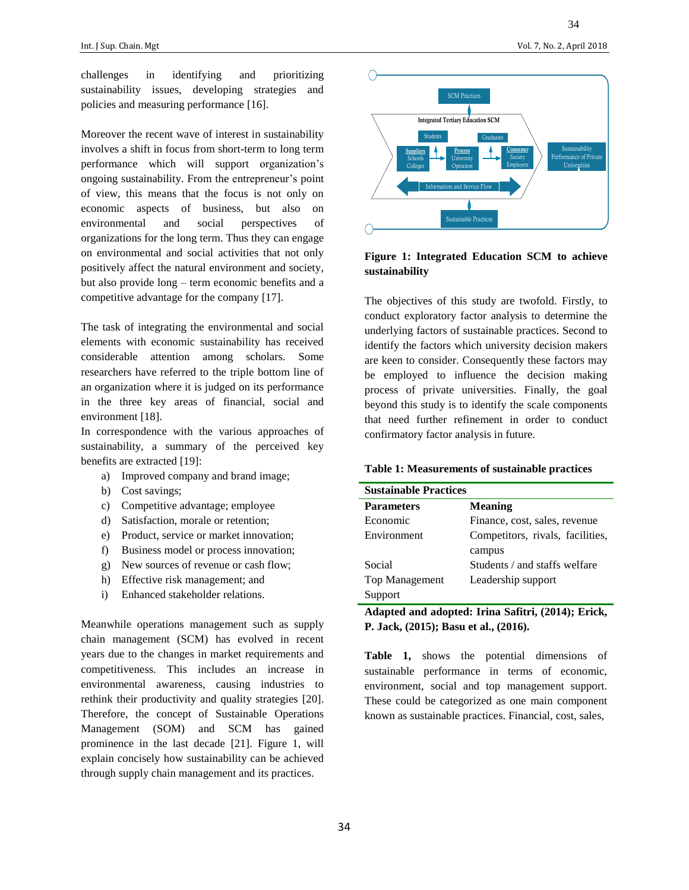challenges in identifying and prioritizing sustainability issues, developing strategies and policies and measuring performance [16].

Moreover the recent wave of interest in sustainability involves a shift in focus from short-term to long term performance which will support organization's ongoing sustainability. From the entrepreneur's point of view, this means that the focus is not only on economic aspects of business, but also on environmental and social perspectives of organizations for the long term. Thus they can engage on environmental and social activities that not only positively affect the natural environment and society, but also provide long – term economic benefits and a competitive advantage for the company [17].

The task of integrating the environmental and social elements with economic sustainability has received considerable attention among scholars. Some researchers have referred to the triple bottom line of an organization where it is judged on its performance in the three key areas of financial, social and environment [18].

In correspondence with the various approaches of sustainability, a summary of the perceived key benefits are extracted [19]:

a) Improved company and brand image;
b) Cost savings;
c) Competitive advantage; employee
d) Satisfaction, morale or retention;
e) Product, service or market innovation;
f) Business model or process innovation;
g) New sources of revenue or cash flow;
h) Effective risk management; and
i) Enhanced stakeholder relations.

Meanwhile operations management such as supply chain management (SCM) has evolved in recent years due to the changes in market requirements and competitiveness. This includes an increase in environmental awareness, causing industries to rethink their productivity and quality strategies [20]. Therefore, the concept of Sustainable Operations Management (SOM) and SCM has gained prominence in the last decade [21]. Figure 1, will explain concisely how sustainability can be achieved through supply chain management and its practices.

**Figure 1: Integrated Education SCM to achieve sustainability**

The objectives of this study are twofold. Firstly, to conduct exploratory factor analysis to determine the underlying factors of sustainable practices. Second to identify the factors which university decision makers are keen to consider. Consequently these factors may be employed to influence the decision making process of private universities. Finally, the goal beyond this study is to identify the scale components that need further refinement in order to conduct confirmatory factor analysis in future.

**Table 1: Measurements of sustainable practices**

| **Sustainable Practices** | |
|---|---|
| **Parameters** | **Meaning** |
| Economic | Finance, cost, sales, revenue |
| Environment | Competitors, rivals, facilities, campus |
| Social | Students / and staffs welfare |
| Top Management Support | Leadership support |

**Adapted and adopted: Irina Safitri, (2014); Erick, P. Jack, (2015); Basu et al., (2016).**

**Table 1,** shows the potential dimensions of sustainable performance in terms of economic, environment, social and top management support. These could be categorized as one main component known as sustainable practices. Financial, cost, sales,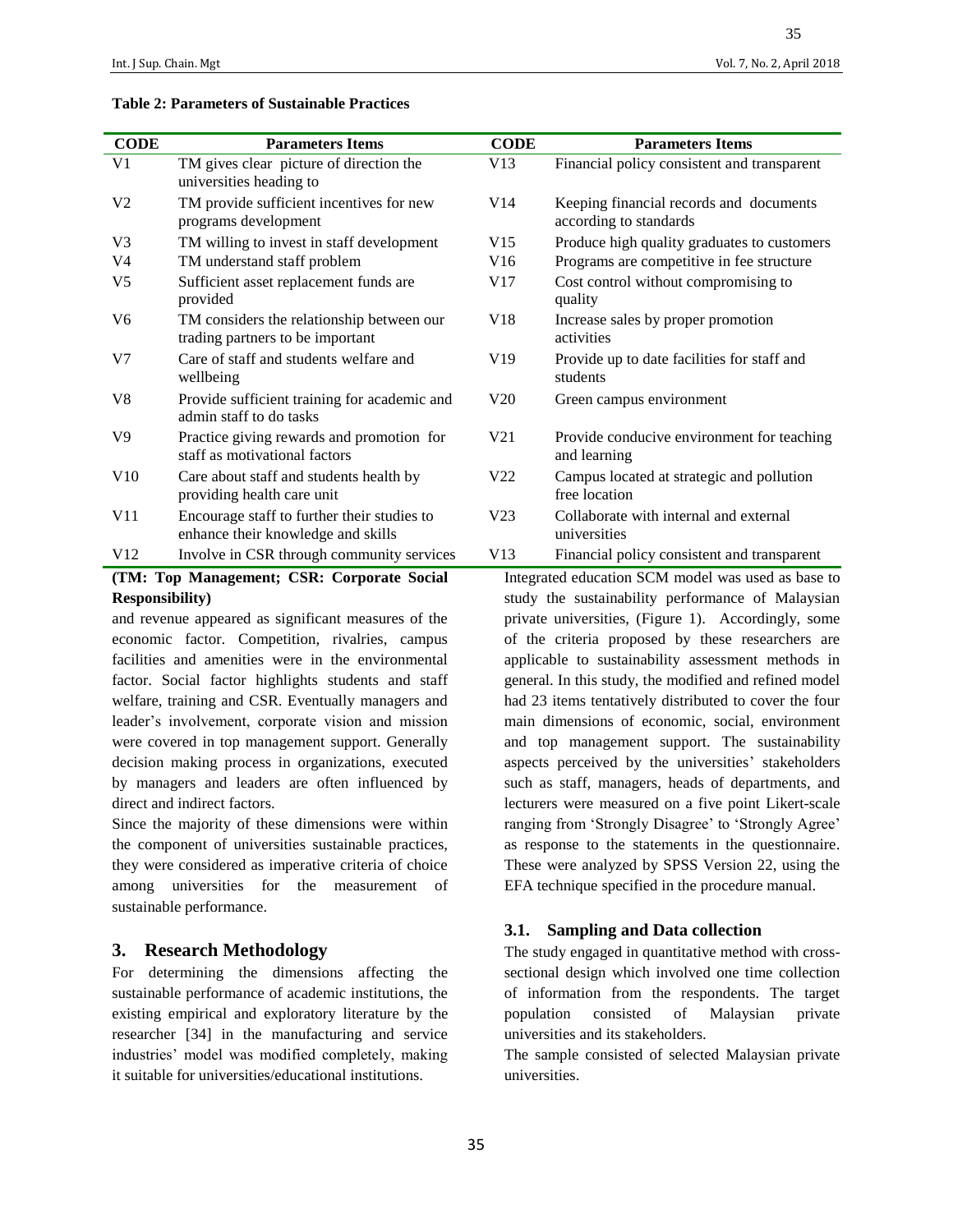**Table 2: Parameters of Sustainable Practices**

| CODE | Parameters Items | CODE | Parameters Items |
|---|---|---|---|
| V1 | TM gives clear picture of direction the universities heading to | V13 | Financial policy consistent and transparent |
| V2 | TM provide sufficient incentives for new programs development | V14 | Keeping financial records and documents according to standards |
| V3 | TM willing to invest in staff development | V15 | Produce high quality graduates to customers |
| V4 | TM understand staff problem | V16 | Programs are competitive in fee structure |
| V5 | Sufficient asset replacement funds are provided | V17 | Cost control without compromising to quality |
| V6 | TM considers the relationship between our trading partners to be important | V18 | Increase sales by proper promotion activities |
| V7 | Care of staff and students welfare and wellbeing | V19 | Provide up to date facilities for staff and students |
| V8 | Provide sufficient training for academic and admin staff to do tasks | V20 | Green campus environment |
| V9 | Practice giving rewards and promotion for staff as motivational factors | V21 | Provide conducive environment for teaching and learning |
| V10 | Care about staff and students health by providing health care unit | V22 | Campus located at strategic and pollution free location |
| V11 | Encourage staff to further their studies to enhance their knowledge and skills | V23 | Collaborate with internal and external universities |
| V12 | Involve in CSR through community services | V13 | Financial policy consistent and transparent |

**(TM: Top Management; CSR: Corporate Social Responsibility)**

and revenue appeared as significant measures of the economic factor. Competition, rivalries, campus facilities and amenities were in the environmental factor. Social factor highlights students and staff welfare, training and CSR. Eventually managers and leader's involvement, corporate vision and mission were covered in top management support. Generally decision making process in organizations, executed by managers and leaders are often influenced by direct and indirect factors.

Since the majority of these dimensions were within the component of universities sustainable practices, they were considered as imperative criteria of choice among universities for the measurement of sustainable performance.

## 3. Research Methodology

For determining the dimensions affecting the sustainable performance of academic institutions, the existing empirical and exploratory literature by the researcher [34] in the manufacturing and service industries' model was modified completely, making it suitable for universities/educational institutions.

Integrated education SCM model was used as base to study the sustainability performance of Malaysian private universities, (Figure 1). Accordingly, some of the criteria proposed by these researchers are applicable to sustainability assessment methods in general. In this study, the modified and refined model had 23 items tentatively distributed to cover the four main dimensions of economic, social, environment and top management support. The sustainability aspects perceived by the universities' stakeholders such as staff, managers, heads of departments, and lecturers were measured on a five point Likert-scale ranging from 'Strongly Disagree' to 'Strongly Agree' as response to the statements in the questionnaire. These were analyzed by SPSS Version 22, using the EFA technique specified in the procedure manual.

### 3.1. Sampling and Data collection

The study engaged in quantitative method with cross-sectional design which involved one time collection of information from the respondents. The target population consisted of Malaysian private universities and its stakeholders.

The sample consisted of selected Malaysian private universities.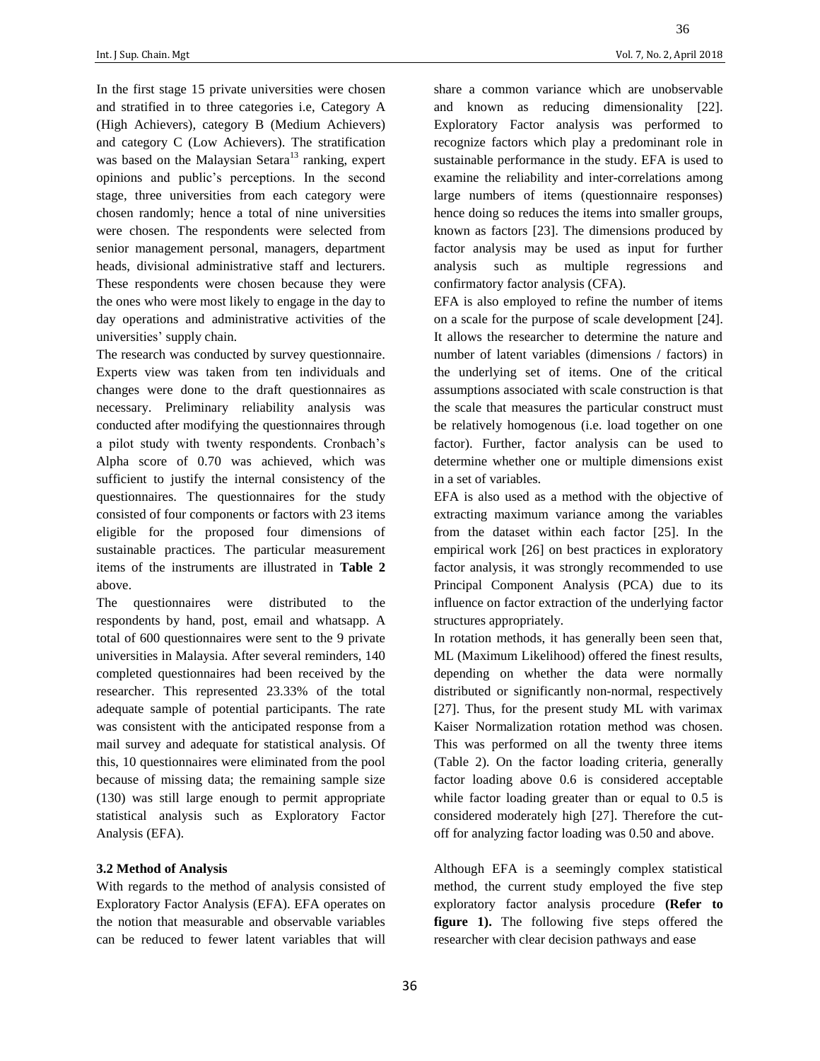In the first stage 15 private universities were chosen and stratified in to three categories i.e, Category A (High Achievers), category B (Medium Achievers) and category C (Low Achievers). The stratification was based on the Malaysian Setara[13] ranking, expert opinions and public's perceptions. In the second stage, three universities from each category were chosen randomly; hence a total of nine universities were chosen. The respondents were selected from senior management personal, managers, department heads, divisional administrative staff and lecturers. These respondents were chosen because they were the ones who were most likely to engage in the day to day operations and administrative activities of the universities' supply chain.

The research was conducted by survey questionnaire. Experts view was taken from ten individuals and changes were done to the draft questionnaires as necessary. Preliminary reliability analysis was conducted after modifying the questionnaires through a pilot study with twenty respondents. Cronbach's Alpha score of 0.70 was achieved, which was sufficient to justify the internal consistency of the questionnaires. The questionnaires for the study consisted of four components or factors with 23 items eligible for the proposed four dimensions of sustainable practices. The particular measurement items of the instruments are illustrated in **Table 2** above.

The questionnaires were distributed to the respondents by hand, post, email and whatsapp. A total of 600 questionnaires were sent to the 9 private universities in Malaysia. After several reminders, 140 completed questionnaires had been received by the researcher. This represented 23.33% of the total adequate sample of potential participants. The rate was consistent with the anticipated response from a mail survey and adequate for statistical analysis. Of this, 10 questionnaires were eliminated from the pool because of missing data; the remaining sample size (130) was still large enough to permit appropriate statistical analysis such as Exploratory Factor Analysis (EFA).

### 3.2 Method of Analysis

With regards to the method of analysis consisted of Exploratory Factor Analysis (EFA). EFA operates on the notion that measurable and observable variables can be reduced to fewer latent variables that will share a common variance which are unobservable and known as reducing dimensionality [22]. Exploratory Factor analysis was performed to recognize factors which play a predominant role in sustainable performance in the study. EFA is used to examine the reliability and inter-correlations among large numbers of items (questionnaire responses) hence doing so reduces the items into smaller groups, known as factors [23]. The dimensions produced by factor analysis may be used as input for further analysis such as multiple regressions and confirmatory factor analysis (CFA).

EFA is also employed to refine the number of items on a scale for the purpose of scale development [24]. It allows the researcher to determine the nature and number of latent variables (dimensions / factors) in the underlying set of items. One of the critical assumptions associated with scale construction is that the scale that measures the particular construct must be relatively homogenous (i.e. load together on one factor). Further, factor analysis can be used to determine whether one or multiple dimensions exist in a set of variables.

EFA is also used as a method with the objective of extracting maximum variance among the variables from the dataset within each factor [25]. In the empirical work [26] on best practices in exploratory factor analysis, it was strongly recommended to use Principal Component Analysis (PCA) due to its influence on factor extraction of the underlying factor structures appropriately.

In rotation methods, it has generally been seen that, ML (Maximum Likelihood) offered the finest results, depending on whether the data were normally distributed or significantly non-normal, respectively [27]. Thus, for the present study ML with varimax Kaiser Normalization rotation method was chosen. This was performed on all the twenty three items (Table 2). On the factor loading criteria, generally factor loading above 0.6 is considered acceptable while factor loading greater than or equal to 0.5 is considered moderately high [27]. Therefore the cut-off for analyzing factor loading was 0.50 and above.

Although EFA is a seemingly complex statistical method, the current study employed the five step exploratory factor analysis procedure **(Refer to figure 1).** The following five steps offered the researcher with clear decision pathways and ease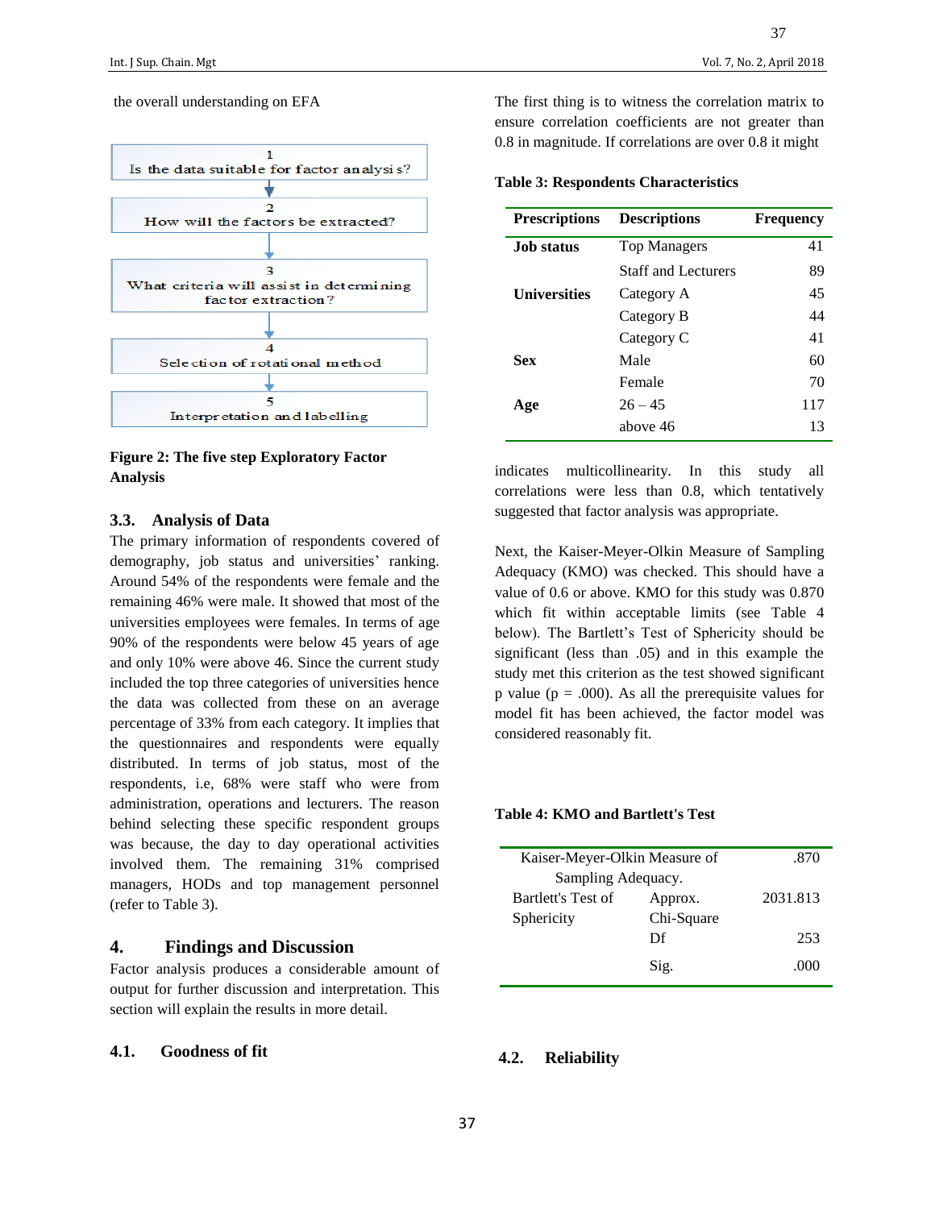the overall understanding on EFA

1
Is the data suitable for factor analysis?

2
How will the factors be extracted?

3
What criteria will assist in determining factor extraction?

4
Selection of rotational method

5
Interpretation and labelling

**Figure 2: The five step Exploratory Factor Analysis**

### 3.3. Analysis of Data

The primary information of respondents covered of demography, job status and universities' ranking. Around 54% of the respondents were female and the remaining 46% were male. It showed that most of the universities employees were females. In terms of age 90% of the respondents were below 45 years of age and only 10% were above 46. Since the current study included the top three categories of universities hence the data was collected from these on an average percentage of 33% from each category. It implies that the questionnaires and respondents were equally distributed. In terms of job status, most of the respondents, i.e, 68% were staff who were from administration, operations and lecturers. The reason behind selecting these specific respondent groups was because, the day to day operational activities involved them. The remaining 31% comprised managers, HODs and top management personnel (refer to Table 3).

## 4. Findings and Discussion

Factor analysis produces a considerable amount of output for further discussion and interpretation. This section will explain the results in more detail.

### 4.1. Goodness of fit

The first thing is to witness the correlation matrix to ensure correlation coefficients are not greater than 0.8 in magnitude. If correlations are over 0.8 it might indicates multicollinearity. In this study all correlations were less than 0.8, which tentatively suggested that factor analysis was appropriate.

**Table 3: Respondents Characteristics**

| Prescriptions | Descriptions | Frequency |
|---|---|---|
| **Job status** | Top Managers | 41 |
| | Staff and Lecturers | 89 |
| **Universities** | Category A | 45 |
| | Category B | 44 |
| | Category C | 41 |
| **Sex** | Male | 60 |
| | Female | 70 |
| **Age** | 26 – 45 | 117 |
| | above 46 | 13 |

Next, the Kaiser-Meyer-Olkin Measure of Sampling Adequacy (KMO) was checked. This should have a value of 0.6 or above. KMO for this study was 0.870 which fit within acceptable limits (see Table 4 below). The Bartlett's Test of Sphericity should be significant (less than .05) and in this example the study met this criterion as the test showed significant p value (p = .000). As all the prerequisite values for model fit has been achieved, the factor model was considered reasonably fit.

**Table 4: KMO and Bartlett's Test**

| | | |
|---|---|---|
| Kaiser-Meyer-Olkin Measure of Sampling Adequacy. | | .870 |
| Bartlett's Test of Sphericity | Approx. Chi-Square | 2031.813 |
| | Df | 253 |
| | Sig. | .000 |

### 4.2. Reliability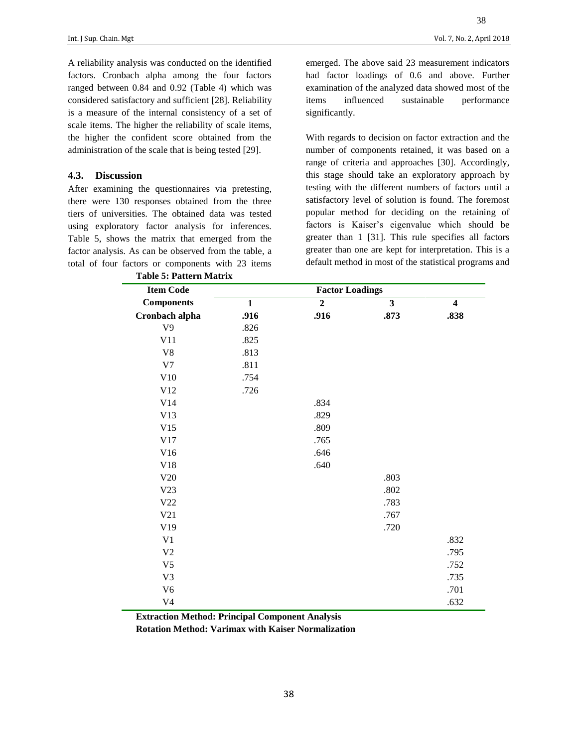A reliability analysis was conducted on the identified factors. Cronbach alpha among the four factors ranged between 0.84 and 0.92 (Table 4) which was considered satisfactory and sufficient [28]. Reliability is a measure of the internal consistency of a set of scale items. The higher the reliability of scale items, the higher the confident score obtained from the administration of the scale that is being tested [29].

### 4.3. Discussion

After examining the questionnaires via pretesting, there were 130 responses obtained from the three tiers of universities. The obtained data was tested using exploratory factor analysis for inferences. Table 5, shows the matrix that emerged from the factor analysis. As can be observed from the table, a total of four factors or components with 23 items emerged. The above said 23 measurement indicators had factor loadings of 0.6 and above. Further examination of the analyzed data showed most of the items influenced sustainable performance significantly.

With regards to decision on factor extraction and the number of components retained, it was based on a range of criteria and approaches [30]. Accordingly, this stage should take an exploratory approach by testing with the different numbers of factors until a satisfactory level of solution is found. The foremost popular method for deciding on the retaining of factors is Kaiser's eigenvalue which should be greater than 1 [31]. This rule specifies all factors greater than one are kept for interpretation. This is a default method in most of the statistical programs and

**Table 5: Pattern Matrix**

| **Item Code** | **Factor Loadings** | | | |
|---|---|---|---|---|
| **Components** | **1** | **2** | **3** | **4** |
| **Cronbach alpha** | **.916** | **.916** | **.873** | **.838** |
| V9 | .826 | | | |
| V11 | .825 | | | |
| V8 | .813 | | | |
| V7 | .811 | | | |
| V10 | .754 | | | |
| V12 | .726 | | | |
| V14 | | .834 | | |
| V13 | | .829 | | |
| V15 | | .809 | | |
| V17 | | .765 | | |
| V16 | | .646 | | |
| V18 | | .640 | | |
| V20 | | | .803 | |
| V23 | | | .802 | |
| V22 | | | .783 | |
| V21 | | | .767 | |
| V19 | | | .720 | |
| V1 | | | | .832 |
| V2 | | | | .795 |
| V5 | | | | .752 |
| V3 | | | | .735 |
| V6 | | | | .701 |
| V4 | | | | .632 |

**Extraction Method: Principal Component Analysis**

**Rotation Method: Varimax with Kaiser Normalization**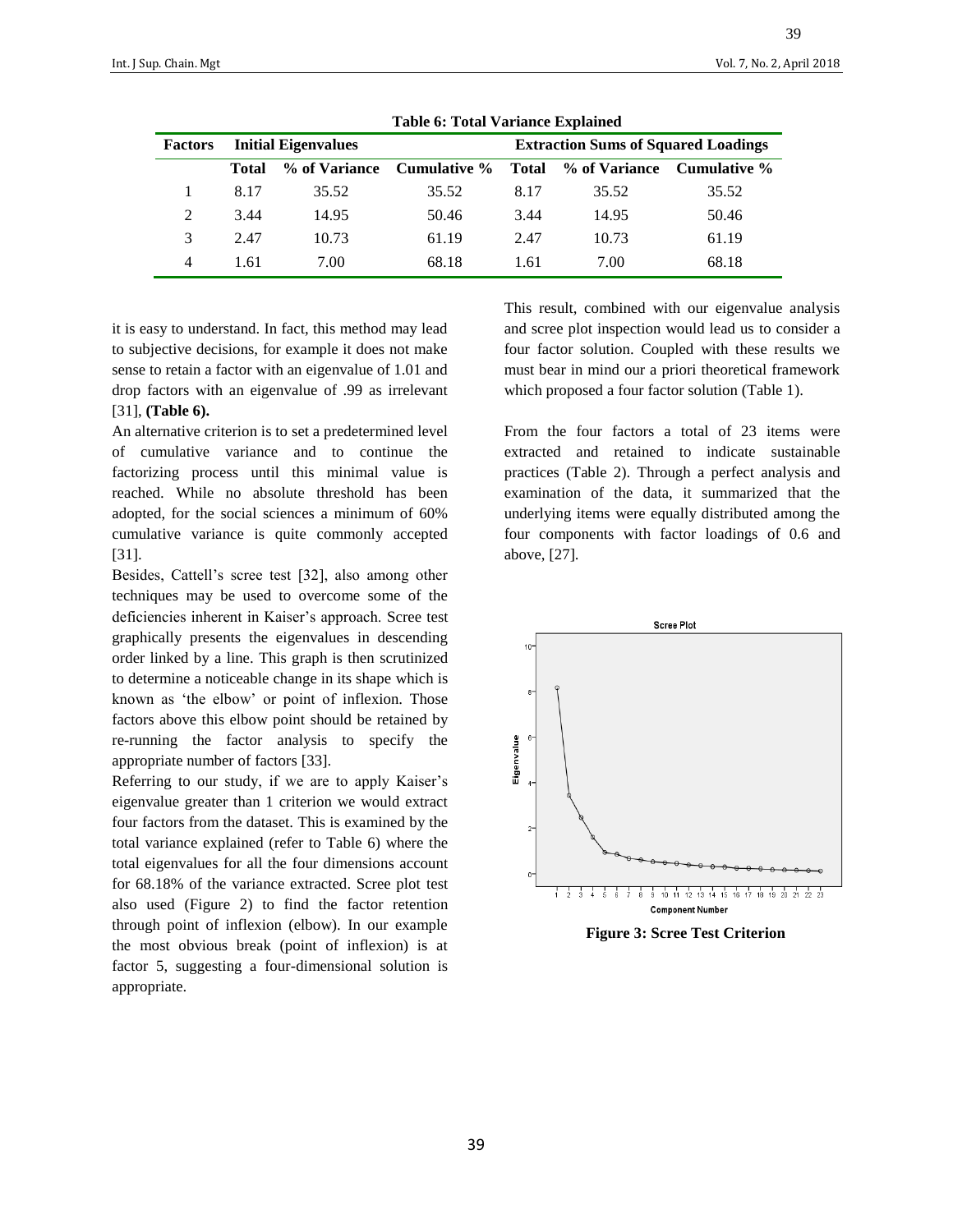**Table 6: Total Variance Explained**

| Factors | Initial Eigenvalues | | | Extraction Sums of Squared Loadings | | |
|---|---|---|---|---|---|---|
| | Total | % of Variance | Cumulative % | Total | % of Variance | Cumulative % |
| 1 | 8.17 | 35.52 | 35.52 | 8.17 | 35.52 | 35.52 |
| 2 | 3.44 | 14.95 | 50.46 | 3.44 | 14.95 | 50.46 |
| 3 | 2.47 | 10.73 | 61.19 | 2.47 | 10.73 | 61.19 |
| 4 | 1.61 | 7.00 | 68.18 | 1.61 | 7.00 | 68.18 |

it is easy to understand. In fact, this method may lead to subjective decisions, for example it does not make sense to retain a factor with an eigenvalue of 1.01 and drop factors with an eigenvalue of .99 as irrelevant [31], **(Table 6).**

An alternative criterion is to set a predetermined level of cumulative variance and to continue the factorizing process until this minimal value is reached. While no absolute threshold has been adopted, for the social sciences a minimum of 60% cumulative variance is quite commonly accepted [31].

Besides, Cattell's scree test [32], also among other techniques may be used to overcome some of the deficiencies inherent in Kaiser's approach. Scree test graphically presents the eigenvalues in descending order linked by a line. This graph is then scrutinized to determine a noticeable change in its shape which is known as 'the elbow' or point of inflexion. Those factors above this elbow point should be retained by re-running the factor analysis to specify the appropriate number of factors [33].

Referring to our study, if we are to apply Kaiser's eigenvalue greater than 1 criterion we would extract four factors from the dataset. This is examined by the total variance explained (refer to Table 6) where the total eigenvalues for all the four dimensions account for 68.18% of the variance extracted. Scree plot test also used (Figure 2) to find the factor retention through point of inflexion (elbow). In our example the most obvious break (point of inflexion) is at factor 5, suggesting a four-dimensional solution is appropriate.

This result, combined with our eigenvalue analysis and scree plot inspection would lead us to consider a four factor solution. Coupled with these results we must bear in mind our a priori theoretical framework which proposed a four factor solution (Table 1).

From the four factors a total of 23 items were extracted and retained to indicate sustainable practices (Table 2). Through a perfect analysis and examination of the data, it summarized that the underlying items were equally distributed among the four components with factor loadings of 0.6 and above, [27].

**Figure 3: Scree Test Criterion**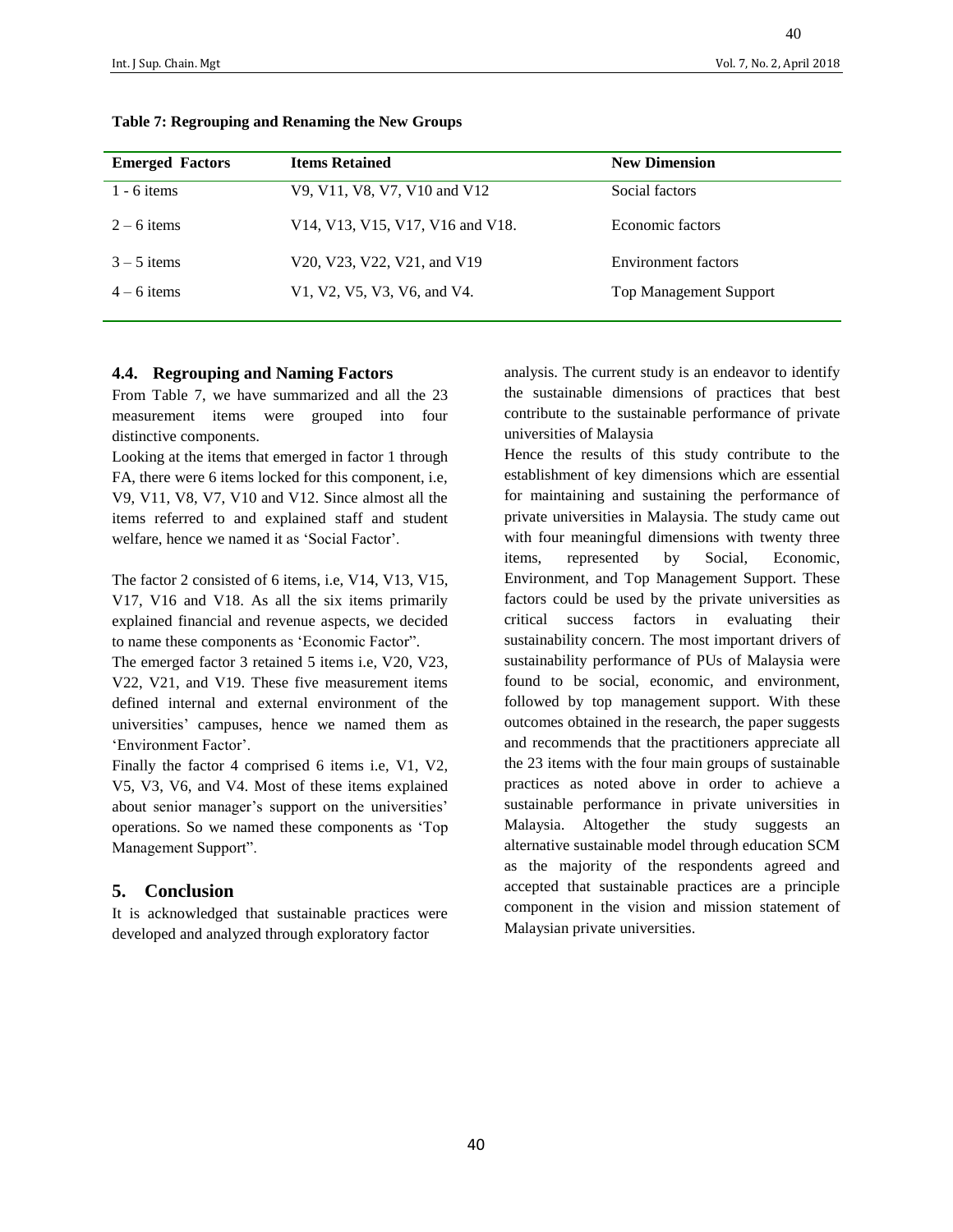**Table 7: Regrouping and Renaming the New Groups**

| Emerged Factors | Items Retained | New Dimension |
|---|---|---|
| 1 - 6 items | V9, V11, V8, V7, V10 and V12 | Social factors |
| 2 – 6 items | V14, V13, V15, V17, V16 and V18. | Economic factors |
| 3 – 5 items | V20, V23, V22, V21, and V19 | Environment factors |
| 4 – 6 items | V1, V2, V5, V3, V6, and V4. | Top Management Support |

### 4.4. Regrouping and Naming Factors

From Table 7, we have summarized and all the 23 measurement items were grouped into four distinctive components.

Looking at the items that emerged in factor 1 through FA, there were 6 items locked for this component, i.e, V9, V11, V8, V7, V10 and V12. Since almost all the items referred to and explained staff and student welfare, hence we named it as 'Social Factor'.

The factor 2 consisted of 6 items, i.e, V14, V13, V15, V17, V16 and V18. As all the six items primarily explained financial and revenue aspects, we decided to name these components as 'Economic Factor".

The emerged factor 3 retained 5 items i.e, V20, V23, V22, V21, and V19. These five measurement items defined internal and external environment of the universities' campuses, hence we named them as 'Environment Factor'.

Finally the factor 4 comprised 6 items i.e, V1, V2, V5, V3, V6, and V4. Most of these items explained about senior manager's support on the universities' operations. So we named these components as 'Top Management Support".

## 5. Conclusion

It is acknowledged that sustainable practices were developed and analyzed through exploratory factor analysis. The current study is an endeavor to identify the sustainable dimensions of practices that best contribute to the sustainable performance of private universities of Malaysia

Hence the results of this study contribute to the establishment of key dimensions which are essential for maintaining and sustaining the performance of private universities in Malaysia. The study came out with four meaningful dimensions with twenty three items, represented by Social, Economic, Environment, and Top Management Support. These factors could be used by the private universities as critical success factors in evaluating their sustainability concern. The most important drivers of sustainability performance of PUs of Malaysia were found to be social, economic, and environment, followed by top management support. With these outcomes obtained in the research, the paper suggests and recommends that the practitioners appreciate all the 23 items with the four main groups of sustainable practices as noted above in order to achieve a sustainable performance in private universities in Malaysia. Altogether the study suggests an alternative sustainable model through education SCM as the majority of the respondents agreed and accepted that sustainable practices are a principle component in the vision and mission statement of Malaysian private universities.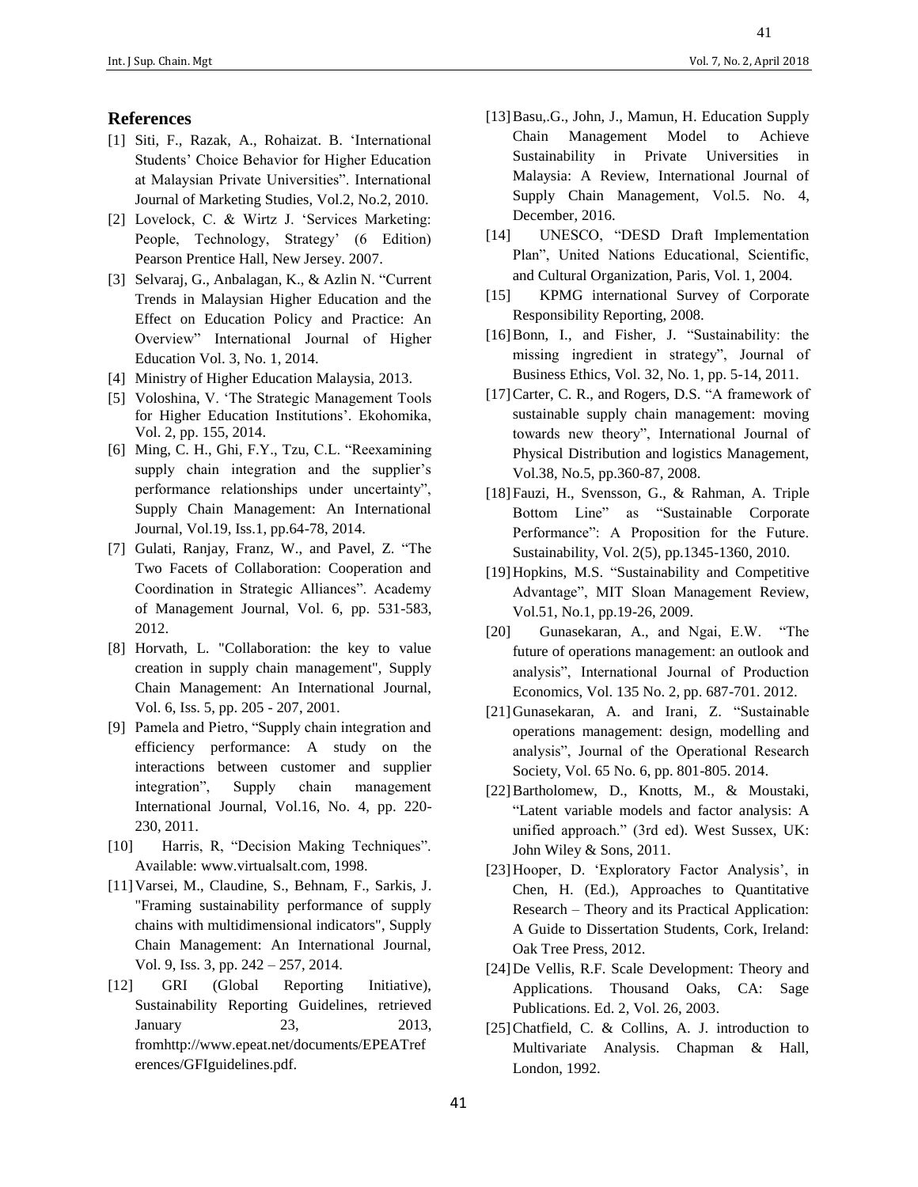## References

[1] Siti, F., Razak, A., Rohaizat. B. 'International Students' Choice Behavior for Higher Education at Malaysian Private Universities". International Journal of Marketing Studies, Vol.2, No.2, 2010.

[2] Lovelock, C. & Wirtz J. 'Services Marketing: People, Technology, Strategy' (6 Edition) Pearson Prentice Hall, New Jersey. 2007.

[3] Selvaraj, G., Anbalagan, K., & Azlin N. "Current Trends in Malaysian Higher Education and the Effect on Education Policy and Practice: An Overview" International Journal of Higher Education Vol. 3, No. 1, 2014.

[4] Ministry of Higher Education Malaysia, 2013.

[5] Voloshina, V. 'The Strategic Management Tools for Higher Education Institutions'. Ekohomika, Vol. 2, pp. 155, 2014.

[6] Ming, C. H., Ghi, F.Y., Tzu, C.L. "Reexamining supply chain integration and the supplier's performance relationships under uncertainty", Supply Chain Management: An International Journal, Vol.19, Iss.1, pp.64-78, 2014.

[7] Gulati, Ranjay, Franz, W., and Pavel, Z. "The Two Facets of Collaboration: Cooperation and Coordination in Strategic Alliances". Academy of Management Journal, Vol. 6, pp. 531-583, 2012.

[8] Horvath, L. "Collaboration: the key to value creation in supply chain management", Supply Chain Management: An International Journal, Vol. 6, Iss. 5, pp. 205 - 207, 2001.

[9] Pamela and Pietro, "Supply chain integration and efficiency performance: A study on the interactions between customer and supplier integration", Supply chain management International Journal, Vol.16, No. 4, pp. 220-230, 2011.

[10] Harris, R, "Decision Making Techniques". Available: www.virtualsalt.com, 1998.

[11] Varsei, M., Claudine, S., Behnam, F., Sarkis, J. "Framing sustainability performance of supply chains with multidimensional indicators", Supply Chain Management: An International Journal, Vol. 9, Iss. 3, pp. 242 – 257, 2014.

[12] GRI (Global Reporting Initiative), Sustainability Reporting Guidelines, retrieved January 23, 2013, fromhttp://www.epeat.net/documents/EPEATreferences/GFIguidelines.pdf.

[13] Basu,.G., John, J., Mamun, H. Education Supply Chain Management Model to Achieve Sustainability in Private Universities in Malaysia: A Review, International Journal of Supply Chain Management, Vol.5. No. 4, December, 2016.

[14] UNESCO, "DESD Draft Implementation Plan", United Nations Educational, Scientific, and Cultural Organization, Paris, Vol. 1, 2004.

[15] KPMG international Survey of Corporate Responsibility Reporting, 2008.

[16] Bonn, I., and Fisher, J. "Sustainability: the missing ingredient in strategy", Journal of Business Ethics, Vol. 32, No. 1, pp. 5-14, 2011.

[17] Carter, C. R., and Rogers, D.S. "A framework of sustainable supply chain management: moving towards new theory", International Journal of Physical Distribution and logistics Management, Vol.38, No.5, pp.360-87, 2008.

[18] Fauzi, H., Svensson, G., & Rahman, A. Triple Bottom Line" as "Sustainable Corporate Performance": A Proposition for the Future. Sustainability, Vol. 2(5), pp.1345-1360, 2010.

[19] Hopkins, M.S. "Sustainability and Competitive Advantage", MIT Sloan Management Review, Vol.51, No.1, pp.19-26, 2009.

[20] Gunasekaran, A., and Ngai, E.W. "The future of operations management: an outlook and analysis", International Journal of Production Economics, Vol. 135 No. 2, pp. 687-701. 2012.

[21] Gunasekaran, A. and Irani, Z. "Sustainable operations management: design, modelling and analysis", Journal of the Operational Research Society, Vol. 65 No. 6, pp. 801-805. 2014.

[22] Bartholomew, D., Knotts, M., & Moustaki, "Latent variable models and factor analysis: A unified approach." (3rd ed). West Sussex, UK: John Wiley & Sons, 2011.

[23] Hooper, D. 'Exploratory Factor Analysis', in Chen, H. (Ed.), Approaches to Quantitative Research – Theory and its Practical Application: A Guide to Dissertation Students, Cork, Ireland: Oak Tree Press, 2012.

[24] De Vellis, R.F. Scale Development: Theory and Applications. Thousand Oaks, CA: Sage Publications. Ed. 2, Vol. 26, 2003.

[25] Chatfield, C. & Collins, A. J. introduction to Multivariate Analysis. Chapman & Hall, London, 1992.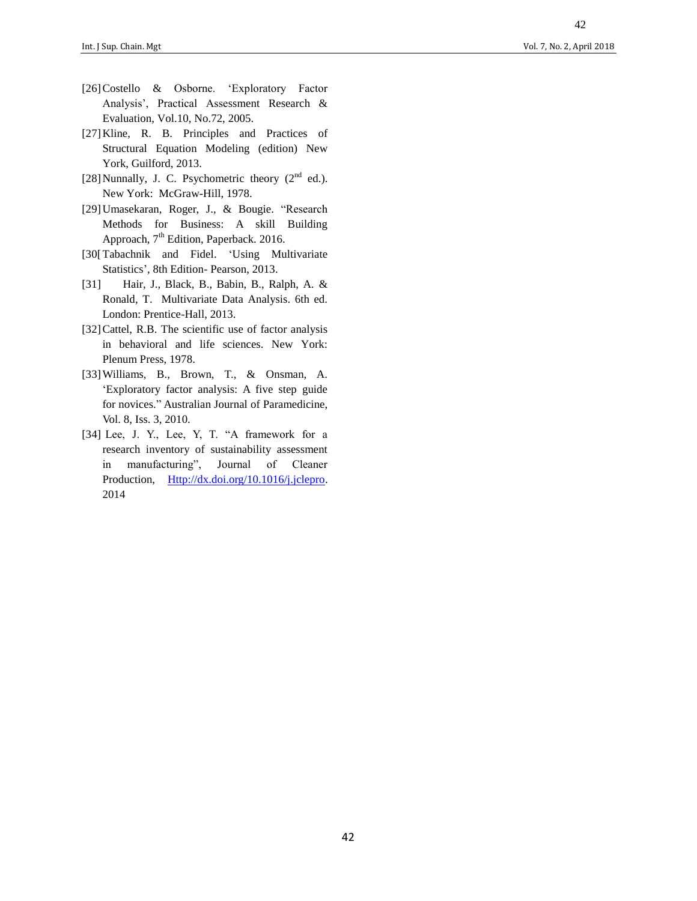[26] Costello & Osborne. 'Exploratory Factor Analysis', Practical Assessment Research & Evaluation, Vol.10, No.72, 2005.

[27] Kline, R. B. Principles and Practices of Structural Equation Modeling (edition) New York, Guilford, 2013.

[28] Nunnally, J. C. Psychometric theory (2nd ed.). New York: McGraw-Hill, 1978.

[29] Umasekaran, Roger, J., & Bougie. "Research Methods for Business: A skill Building Approach, 7th Edition, Paperback. 2016.

[30[ Tabachnik and Fidel. 'Using Multivariate Statistics', 8th Edition- Pearson, 2013.

[31] Hair, J., Black, B., Babin, B., Ralph, A. & Ronald, T. Multivariate Data Analysis. 6th ed. London: Prentice-Hall, 2013.

[32] Cattel, R.B. The scientific use of factor analysis in behavioral and life sciences. New York: Plenum Press, 1978.

[33] Williams, B., Brown, T., & Onsman, A. 'Exploratory factor analysis: A five step guide for novices." Australian Journal of Paramedicine, Vol. 8, Iss. 3, 2010.

[34] Lee, J. Y., Lee, Y, T. "A framework for a research inventory of sustainability assessment in manufacturing", Journal of Cleaner Production, Http://dx.doi.org/10.1016/j.jclepro. 2014